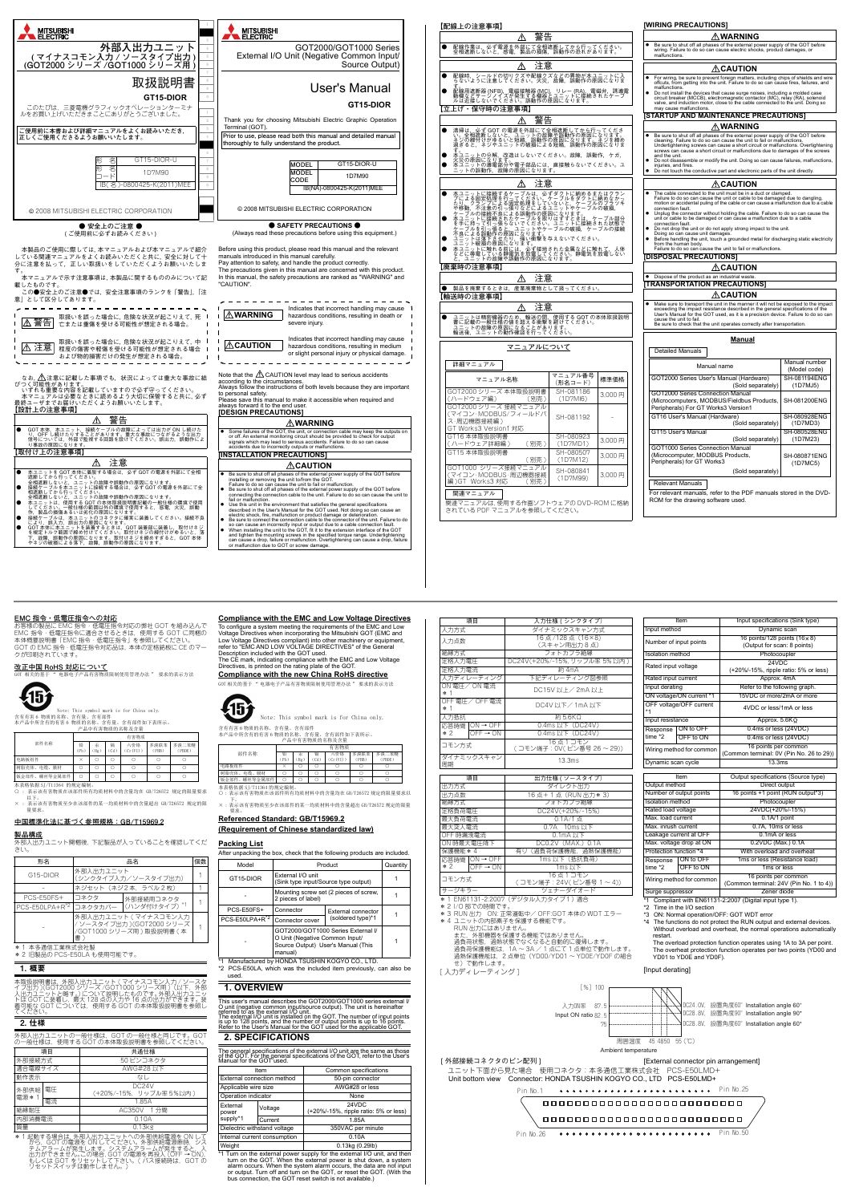# 外部入出力ユニット（マイナスコモン入力／ソースタイプ出力）（GOT2000 シリーズ /GOT1000 シリーズ用）

## 取扱説明書

### GT15-DIOR

このたびは、三菱電機グラフィックオペレーションターミナルをお買い上げいただきまことにありがとうございました。

ご使用前に本書および詳細マニュアルをよくお読みいただき、正しくご使用くださるようお願いいたします。

| 形名 | GT15-DIOR-U |
|---|---|
| 形名コード | 1D7M90 |
| | IB(名)-0800425-K(2011)MEE |

© 2008 MITSUBISHI ELECTRIC CORPORATION

# GOT2000/GOT1000 Series External I/O Unit (Negative Common Input/ Source Output)

## User's Manual

### GT15-DIOR

Thank you for choosing Mitsubishi Electric Graphic Operation Terminal (GOT).

Prior to use, please read both this manual and detailed manual thoroughly to fully understand the product.

| MODEL | GT15-DIOR-U |
|---|---|
| MODEL CODE | 1D7M90 |
| | IB(NA)-0800425-K(2011)MEE |

© 2008 MITSUBISHI ELECTRIC CORPORATION

## ● 安全上のご注意 ●
（ご使用前に必ずお読みください）

本製品のご使用に際しては、本マニュアルおよび本マニュアルで紹介している関連マニュアルをよくお読みいただくと共に、安全に対して十分に注意を払って、正しい取扱いをしていただくようお願いいたします。

本マニュアルで示す注意事項は、本製品に関するもののみについて記載したものです。

この●安全上のご注意●では、安全注意事項のランクを「警告」，「注意」として区分してあります。

| ⚠ 警告 | 取扱いを誤った場合に、危険な状況が起こりえて、死亡または重傷を受ける可能性が想定される場合。 |
|---|---|
| ⚠ 注意 | 取扱いを誤った場合に、危険な状況が起こりえて、中程度の傷害や軽傷を受ける可能性が想定される場合および物的損害だけの発生が想定される場合。 |

なお、⚠注意に記載した事項でも、状況によっては重大な事故に結びつく可能性があります。
いずれも重要な内容を記載していますので必ず守ってください。
本マニュアルは必要なときに読めるよう大切に保管すると共に、必ず最終ユーザまでお届けいただくようお願いいたします。

### 【設計上の注意事項】

**⚠ 警告**

- GOT 本体、本ユニット、接続ケーブルの故障によっては出力が ON し続けたり、OFF し続けたりすることがあります。重大な事故につながるような出力信号については、外部で監視する回路を設けてください。誤出力、誤動作により事故の原因になります。

### 【取付け上の注意事項】

**⚠ 注意**

- 本ユニットを GOT 本体に着脱する場合は、GOT の電源を外部にて全相遮断してから行ってください。全相遮断しないと、ユニットの故障や誤動作の原因になります。
- 接続ケーブルを本ユニットに接続する場合は、GOT の電源を外部にて全相遮断してから行ってください。全相遮断しないと、ユニットの故障や誤動作の原因になります。
- 本ユニットは、使用する GOT の本体取扱説明書記載の一般仕様の環境で使用してください。一般仕様の範囲以外の環境で使用すると、感電、火災、誤動作、製品の損傷あるいは劣化の原因になります。
- 接続ケーブルは、ユニットのコネクタに確実に装着してください。接続不良により、誤入力、誤出力の原因になります。
- GOT 本体に本ユニットを装着するときは、GOT 装着部に装着し、取付けネジを規定トルク範囲で締め付けてください。取付けネジの締付けがゆるいと、落下、故障、誤動作の原因になります。また、締付けネジを締め過ぎると、GOT 本体やネジの破損による落下、故障、誤動作の原因になります。

### 【配線上の注意事項】

**⚠ 警告**

- 配線作業は、必ず電源を外部にて全相遮断してから行ってください。全相遮断しないと、感電、製品の損傷、誤動作の恐れがあります。

**⚠ 注意**

- 配線作業は、シールドや切りクズや配線クズなどの異物が本ユニット内に入らないように注意してください。火災、故障、誤動作の原因になります。
- 配線用遮断器 (NFB)、電磁接触器 (MC)、リレー (RA)、電磁弁、誘導電動機などのノイズを発生する機器とユニットに接続されたケーブルは近接しないようにしてください。誤動作の原因になります。

### 【立上げ・保守時の注意事項】

**⚠ 警告**

- 清掃は、必ず GOT の電源を外部にて全相遮断してから行ってください。全相遮断しないと、ユニットの故障や誤動作の原因になります。ネジの締付けが緩いと短絡、誤動作の原因になります。ネジを締め過ぎると、ネジやユニットの破損による短絡、誤動作の原因になります。
- 本ユニットの分解、改造はしないでください。故障、誤動作、ケガ、火災の原因になります。
- 本ユニットの導電部分や電子部品には、直接触らないでください。ユニットの誤動作、故障の原因になります。

**⚠ 注意**

- 本ユニットに接続するケーブルは、必ずダクトに納めるまたはクランプによる固定処理を行ってください。ケーブルをダクトに納めなかったり、クランプによる固定処理をしていないと、ケーブルのブラツキや移動、不注意の引っ張りなどによるユニットやケーブルの破損、ケーブルの接続不良による誤動作の原因になります。
- 本ユニットに接続されたケーブルを取り外すときは、ケーブル部分を手に持って引っ張らないでください。ユニットに接続された状態でケーブルを引っ張ると、ユニットやケーブルの破損、ケーブルの接続不良による誤動作の原因になります。
- ユニットは落下させたり、強い衝撃を与えないでください。ユニット破損の原因になります。
- 本ユニットに触れる前には、必ず接地された金属などに触れて、人体などに帯電している静電気を放電させてください。静電気を放電しないと、ユニットの故障や誤動作の原因になります。

### 【廃棄時の注意事項】

**⚠ 注意**

- 製品を廃棄するときは、産業廃棄物として扱ってください。

### 【輸送時の注意事項】

**⚠ 注意**

- ユニットは精密機器のため、輸送の間、使用する GOT の本体取扱説明書に記載の一般仕様を超える衝撃を避けてください。ユニットの故障の原因になることがあります。輸送後、ユニットの動作確認を行ってください。

### マニュアルについて

詳細マニュアル

| マニュアル名称 | マニュアル番号（形名コード） | 標準価格 |
|---|---|---|
| GOT2000 シリーズ 本体取扱説明書（ハードウェア編）（別売） | SH-081186（1D7M6） | 3,000 円 |
| GOT2000 シリーズ 接続マニュアル（マイコン / MODBUS/ フィールドバス / 周辺機器接続編）GT Works3 Version1 対応 | SH-081192 | - |
| GT16 本体取扱説明書（ハードウェア詳細編）（別売） | SH-080923（1D7MD1） | 3,000 円 |
| GT15 本体取扱説明書（別売） | SH-080507（1D7M12） | 3,000 円 |
| GOT1000 シリーズ接続マニュアル（マイコン / MODBUS / 周辺機器接続編）GT Works3 対応（別売） | SH-080841（1D7M99） | 3,000 円 |

関連マニュアル

関連マニュアルは、使用する作画ソフトウェアの DVD-ROM に格納されている PDF マニュアルを参照してください。

## ● SAFETY PRECAUTIONS ●
(Always read these precautions before using this equipment.)

Before using this product, please read this manual and the relevant manuals introduced in this manual carefully.
Pay attention to safety, and handle the product correctly.
The precautions given in this manual are concerned with this product.
In this manual, the safety precautions are ranked as "WARNING" and "CAUTION".

| ⚠WARNING | Indicates that incorrect handling may cause hazardous conditions, resulting in death or severe injury. |
|---|---|
| ⚠CAUTION | Indicates that incorrect handling may cause hazardous conditions, resulting in medium or slight personal injury or physical damage. |

Note that the ⚠CAUTION level may lead to serious accidents according to the circumstances.
Always follow the instructions of both levels because they are important to personal safety.
Please save this manual to make it accessible when required and always forward it to the end user.

### [DESIGN PRECAUTIONS]

**⚠WARNING**

- Some failures of the GOT, the unit, or connection cable may keep the outputs on or off. An external monitoring circuit should be provided to check for output signals which may lead to serious accidents. Failure to do so can cause accidents due to incorrect outputs or malfunctions.

### [INSTALLATION PRECAUTIONS]

**⚠CAUTION**

- Be sure to shut off all phases of the external power supply of the GOT before installing or removing the unit to/from the GOT. Failure to do so can cause the unit to fail or malfunction.
- Be sure to shut off all phases of the external power supply of the GOT before connecting the connection cable to the unit. Failure to do so can cause the unit to fail or malfunction.
- Use this unit in the environment that satisfies the general specifications described in the User's Manual for the GOT used. Not doing so can cause an electric shock, fire, malfunction or product damage or deterioration.
- Be sure to connect the connection cable to the connector of the unit. Failure to do so can cause an incorrect input or output due to a cable connection fault.
- When installing the unit to the GOT, fit it to the extension interface of the GOT and tighten the mounting screws in the specified torque range. Undertightening can cause a drop, failure or malfunction. Overtightening can cause a drop, failure or malfunction due to GOT or screw damage.

### [WIRING PRECAUTIONS]

**⚠WARNING**

- Be sure to shut off all phases of the external power supply of the GOT before wiring. Failure to do so can cause electric shock, product damages, or malfunctions.

**⚠CAUTION**

- For wiring, be sure to prevent foreign matters, including chips of shields and wire offcuts, from getting into the unit. Failure to do so can cause fires, failures, and malfunctions.
- Do not install the devices that cause surge noises, including a molded case circuit breaker (MCCB), electromagnetic contactor (MC), relay (RA), solenoid valve, and induction motor, close to the cable connected to the unit. Doing so may cause malfunctions.

### [STARTUP AND MAINTENANCE PRECAUTIONS]

**⚠WARNING**

- Be sure to shut off all phases of the external power supply of the GOT before cleaning. Failure to do so can cause the unit to fail or malfunctions. Undertightening screws can cause a short circuit or malfunctions. Overtightening screws can cause a short circuit or malfunctions due to damages of the screws and the unit.
- Do not disassemble or modify the unit. Doing so can cause failures, malfunctions, injuries, and fires.
- Do not touch the conductive part and electronic parts of the unit directly.

**⚠CAUTION**

- The cable connected to the unit must be in a duct or clamped. Failure to do so can cause the unit or cable to be damaged due to dangling, motion or accidental pulling of the cable or can cause a malfunction due to a cable connection fault.
- Unplug the connector without holding the cable. Failure to do so can cause the unit or cable to be damaged or can cause a malfunction due to a cable connection fault.
- Do not drop the unit or do not apply strong impact to the unit. Doing so can cause unit damages.
- Before handling the unit, touch a grounded metal for discharging static electricity from the human body. Failure to do so can cause the unit to fail or malfunctions.

### [DISPOSAL PRECAUTIONS]

**⚠CAUTION**

- Dispose of the product as an industrial waste.

### [TRANSPORTATION PRECAUTIONS]

**⚠CAUTION**

- Make sure to transport the unit in the manner it will not be exposed to the impact exceeding the impact resistance described in the general specifications of the User's Manual for the GOT used, as it is a precision device. Failure to do so can cause the unit to fail. Be sure to check that the unit operates correctly after transportation.

### Manual

Detailed Manuals

| Manual name | Manual number (Model code) |
|---|---|
| GOT2000 Series User's Manual (Hardware) (Sold separately) | SH-081194ENG (1D7MJ5) |
| GOT2000 Series Connection Manual (Microcomputers, MODBUS/Fieldbus Products, Peripherals) For GT Works3 Version1 | SH-081200ENG |
| GT16 User's Manual (Hardware) (Sold separately) | SH-080928ENG (1D7MD3) |
| GT15 User's Manual (Sold separately) | SH-080528ENG (1D7M23) |
| GOT1000 Series Connection Manual (Microcomputer, MODBUS Products, Peripherals) for GT Works3 (Sold separately) | SH-080871ENG (1D7MC5) |

Relevant Manuals

For relevant manuals, refer to the PDF manuals stored in the DVD-ROM for the drawing software used.

## EMC 指令・低電圧指令への対応

お客様の製品に EMC 指令・低電圧指令対応の弊社 GOT を組み込んで EMC 指令・低電圧指令に適合させるときは、使用する GOT に同梱の本体梱包説明書「EMC 指令・低電圧指令」を参照してください。GOT の EMC 指令・低電圧指令対応品は、本体の定格銘板に CE のマークが印刷されています。

## 改正中国 RoHS 対応について

GOT 相关的基于 " 电器电子产品有害物质限制使用管理办法 " 要求的表示方法

Note: This symbol mark is for China only.

含有有害 6 物质的名称，含有量，含有部件
本产品中所含有的有害 6 物质的名称，含有量，含有部件如下表所示。

产品中有害物质的名称及含量

| 部件名称 | 铅 (Pb) | 汞 (Hg) | 镉 (Cd) | 六价铬 (Cr(VI)) | 多溴联苯 (PBB) | 多溴二苯醚 (PBDE) |
|---|---|---|---|---|---|---|
| 电路板组件 | × | ○ | ○ | ○ | ○ | ○ |
| 树脂壳体、电缆、膜材 | ○ | ○ | ○ | ○ | ○ | ○ |
| 金属壳体、螺丝等金属部件 | ○ | ○ | ○ | ○ | ○ | ○ |

本表格依据 SJ/T11364 的规定编制。
○：表示该有害物质在该部件所有均质材料中的含量均在 GB/T26572 规定的限量要求以下。
×：表示该有害物质至少在该部件的某一均质材料中的含量超出 GB/T26572 规定的限量要求。

## 中国標準化法に基づく参照規格：GB/T15969.2

## 製品構成

外部入出力ユニット開梱後、下記製品が入っていることを確認してください。

| 形名 | 品名 | | 個数 |
|---|---|---|---|
| GT15-DIOR | 外部入出力ユニット（シンクタイプ入力／ソースタイプ出力） | | 1 |
| | 取付けネジ（ネジ 2 本、ラベル 2 枚） | | 1 |
| PCS-E50FS+ | コネクタ | 外部接続用コネクタ（ハンダ付けタイプ）*1 | 1 |
| PCS-E50LPA+R*2 | コネクタカバー | | |
| - | 外部入出力ユニット（マイナスコモン入力／ソースタイプ出力）(GOT2000 シリーズ /GOT1000 シリーズ用 ) 取扱説明書（本書） | | 1 |

*1 本多通信工業株式会社製
*2 旧製品の PCS-E50LA も使用可能です。

## 1. 概要

本取扱説明書は、外部入出力ユニット（マイナスコモン入力／ソースタイプ出力）(GOT2000 シリーズ /GOT1000 シリーズ用 )（以下、外部入出力ユニットと略す）について説明したものです。外部入出力ユニットは GOT に装着し、最大 128 点の入力や 16 点の出力ができます。装着可能な GOT については、使用する GOT の本体取扱説明書を参照してください。

## 2. 仕様

外部入出力ユニットの一般仕様は、GOT の一般仕様と同じです。GOT の一般仕様は、使用する GOT の本体取扱説明書を参照してください。

| 項目 | | 共通仕様 |
|---|---|---|
| 外部接続方式 | | 50 ピンコネクタ |
| 適合電線サイズ | | AWG#28 以下 |
| 動作表示 | | なし |
| 外部供給電源 *1 | 電圧 | DC24V (+20%/-15%、リップル率 5% 以内) |
| | 電流 | 1.85A |
| 絶縁耐圧 | | AC350V　1 分間 |
| 内部消費電流 | | 0.10A |
| 質量 | | 0.13kg |

*1 起動する場合は、外部入出力ユニットへの外部供給電源を ON してから、GOT の電源を ON してください。外部供給電源断時、システムアラームが発生します。システムアラームが発生すると、入出力ができません。この場合 GOT の電源を再投入 (OFF → ON)、もしくは GOT をリセットして下さい。（バス接続時は、GOT のリセットスイッチは動作しません。）

## Compliance with the EMC and Low Voltage Directives

To configure a system meeting the requirements of the EMC and Low Voltage Directives when incorporating the Mitsubishi GOT (EMC and Low Voltage Directives compliant) into other machinery or equipment, refer to "EMC AND LOW VOLTAGE DIRECTIVES" of the General Description included with the GOT used.
The CE mark, indicating compliance with the EMC and Low Voltage Directives, is printed on the rating plate of the GOT.

## Compliance with the new China RoHS directive

GOT 相关的基于 " 电器电子产品有害物质限制使用管理办法 " 要求的表示方法

Note: This symbol mark is for China only.

含有有害 6 物质的名称，含有量，含有部件
本产品中所含有的有害 6 物质的名称，含有量，含有部件如下表所示。

产品中有害物质的名称及含量

| 部件名称 | 铅 (Pb) | 汞 (Hg) | 镉 (Cd) | 六价铬 (Cr(VI)) | 多溴联苯 (PBB) | 多溴二苯醚 (PBDE) |
|---|---|---|---|---|---|---|
| 电路板组件 | × | ○ | ○ | ○ | ○ | ○ |
| 树脂壳体、电缆、膜材 | ○ | ○ | ○ | ○ | ○ | ○ |
| 金属壳体、螺丝等金属部件 | ○ | ○ | ○ | ○ | ○ | ○ |

本表格依据 SJ/T11364 的规定编制。
○：表示该有害物质在该部件所有均质材料中的含量均在 GB/T26572 规定的限量要求以下。
×：表示该有害物质至少在该部件的某一均质材料中的含量超出 GB/T26572 规定的限量要求。

## Referenced Standard: GB/T15969.2 (Requirement of Chinese standardized law)

## Packing List

After unpacking the box, check that the following products are included.

| Model | Product | | Quantity |
|---|---|---|---|
| GT15-DIOR | External I/O unit (Sink type input/Source type output) | | 1 |
| - | Mounting screw set (2 pieces of screw, 2 pieces of label) | | 1 |
| PCS-E50FS+ | Connector | External connector (soldered type)*1 | 1 |
| PCS-E50LPA+R*2 | Connector cover | | |
| - | GOT2000/GOT1000 Series External I/O Unit (Negative Common Input/ Source Output) User's Manual (This manual) | | 1 |

*1 Manufactured by HONDA TSUSHIN KOGYO CO., LTD.
*2 PCS-E50LA, which was the included item previously, can also be used.

## 1. OVERVIEW

This user's manual describes the GOT2000/GOT1000 series external I/O unit (negative common input/source output). The unit is hereinafter referred to as the external I/O unit.
The external I/O unit is installed on the GOT. The number of input points is up to 128 points, and the number of output points is up to 16 points. Refer to the User's Manual for the GOT for the applicable GOT.

## 2. SPECIFICATIONS

The general specifications of the external I/O unit are the same as those of the GOT. For the general specifications of the GOT, refer to the User's Manual for the GOT used.

| Item | | Common specifications |
|---|---|---|
| External connection method | | 50-pin connector |
| Applicable wire size | | AWG#28 or less |
| Operation indicator | | None |
| External power supply*1 | Voltage | 24VDC (+20%/-15%, ripple ratio: 5% or less) |
| | Current | 1.85A |
| Dielectric withstand voltage | | 350VAC per minute |
| Internal current consumption | | 0.10A |
| Weight | | 0.13kg (0.29lb) |

*1 Turn on the external power supply for the external I/O unit, and then turn on the GOT. When the external power is shut down, a system alarm occurs. When the system alarm occurs, the data are not input or output. Turn off and turn on the GOT, or reset the GOT. (With the bus connection, the GOT reset switch is not available.)

| 項目 | | 入力仕様（シンクタイプ） |
|---|---|---|
| 入力方式 | | ダイナミックスキャン方式 |
| 入力点数 | | 16 点 /128 点（16 × 8）（スキャン用出力 8 点） |
| 絶縁方式 | | フォトカプラ絶縁 |
| 定格入力電圧 | | DC24V(+20%/-15%、リップル率 5% 以内） |
| 定格入力電流 | | 約 4mA |
| 入力ディレーティング | | 下記ディレーティング図参照 |
| ON 電圧／ ON 電流 *1 | | DC15V 以上／ 2mA 以上 |
| OFF 電圧／ OFF 電流 *1 | | DC4V 以下／ 1mA 以下 |
| 入力抵抗 | | 約 5.6KΩ |
| 応答時間 *2 | ON → OFF | 0.4ms 以下（DC24V） |
| | OFF → ON | 0.4ms 以下（DC24V） |
| コモン方式 | | 16 点 1 コモン（コモン端子：0V（ピン番号 26 ～ 29）） |
| ダイナミックスキャン周期 | | 13.3ms |

| 項目 | | 出力仕様（ソースタイプ） |
|---|---|---|
| 出力方式 | | ダイレクト出力 |
| 出力点数 | | 16 点 + 1 点（RUN 出力 *3） |
| 絶縁方式 | | フォトカプラ絶縁 |
| 定格負荷電圧 | | DC24V(+20%/-15%) |
| 最大負荷電流 | | 0.1A/1 点 |
| 最大突入電流 | | 0.7A　10ms 以下 |
| OFF 時漏洩電流 | | 0.1mA 以下 |
| ON 時最大電圧降下 | | DC0.2V（MAX）0.1A |
| 保護機能 *4 | | 有り（過負荷保護機能、過熱保護機能） |
| 応答時間 *2 | ON → OFF | 1ms 以下（抵抗負荷） |
| | OFF → ON | 1ms 以下 |
| コモン方式 | | 16 点 1 コモン（コモン端子：24V（ピン番号 1 ～ 4）） |
| サージキラー | | ツェナーダイオード |

*1 EN61131-2:2007（デジタル入力タイプ 1）適合
*2 I/O 部での時間です。
*3 RUN 出力　ON: 正常運転中／ OFF:GOT 本体の WDT エラー
*4 ユニットの内部素子を保護する機能です。
RUN 出力にはありません。
また、外部機器を保護する機能ではありません。
過負荷状態、過熱状態でなくなると自動的に復帰します。
過負荷保護機能は、1A ～ 3A ／ 1 点にて 1 点単位で動作します。
過熱保護機能は、2 点単位（YD00/YD01 ～ YD0E/YD0F の組合せ）で動作します。

[ 入力ディレーティング ]

| Item | | Input specifications (Sink type) |
|---|---|---|
| Input method | | Dynamic scan |
| Number of input points | | 16 points/128 points (16 x 8) (Output for scan: 8 points) |
| Isolation method | | Photocoupler |
| Rated input voltage | | 24VDC (+20%/-15%, ripple ratio: 5% or less) |
| Rated input current | | Approx. 4mA |
| Input derating | | Refer to the following graph. |
| ON voltage/ON current *1 | | 15VDC or more/2mA or more |
| OFF voltage/OFF current *1 | | 4VDC or less/1mA or less |
| Input resistance | | Approx. 5.6KΩ |
| Response time *2 | ON to OFF | 0.4ms or less (24VDC) |
| | OFF to ON | 0.4ms or less (24VDC) |
| Wiring method for common | | 16 points per common (Common terminal: 0V (Pin No. 26 to 29)) |
| Dynamic scan cycle | | 13.3ms |

| Item | | Output specifications (Source type) |
|---|---|---|
| Output method | | Direct output |
| Number of output points | | 16 points +1 point (RUN output*3) |
| Isolation method | | Photocoupler |
| Rated load voltage | | 24VDC(+20%/-15%) |
| Max. load current | | 0.1A/1 point |
| Max. inrush current | | 0.7A, 10ms or less |
| Leakage current at OFF | | 0.1mA or less |
| Max. voltage drop at ON | | 0.2VDC (Max.) 0.1A |
| Protection function *4 | | With overload and overheat |
| Response time *2 | ON to OFF | 1ms or less (Resistance load) |
| | OFF to ON | 1ms or less |
| Wiring method for common | | 16 points per common (Common terminal: 24V (Pin No. 1 to 4)) |
| Surge suppressor | | Zener diode |

*1 Compliant with EN61131-2:2007 (Digital input type 1).
*2 Time in the I/O section
*3 ON: Normal operation/OFF: GOT WDT error
*4 The functions do not protect the RUN output and external devices. Without overload and overheat, the normal operations automatically restart.
The overload protection function operates using 1A to 3A per point.
The overheat protection function operates per two points (YD00 and YD01 to YD0E and YD0F).

[Input derating]

[%] 100
入力ON率 / Input ON ratio: 87.5, 82.5, 75
DC24.0V, 設置角度60° Installation angle 60°
DC28.8V, 設置角度90° Installation angle 90°
DC28.8V, 設置角度60° Installation angle 60°
周囲温度 / Ambient temperature: 45 4850 55 (℃)

[ 外部接続コネクタのピン配列 ]

ユニットの下面から見た場合　使用コネクタ：本多通信工業株式会社　PCS-E50LMD+

[External connector pin arrangement]

Unit bottom view　Connector: HONDA TSUSHIN KOGYO CO., LTD　PCS-E50LMD+

Pin No.1 ～ Pin No.25
Pin No.26 ～ Pin No.50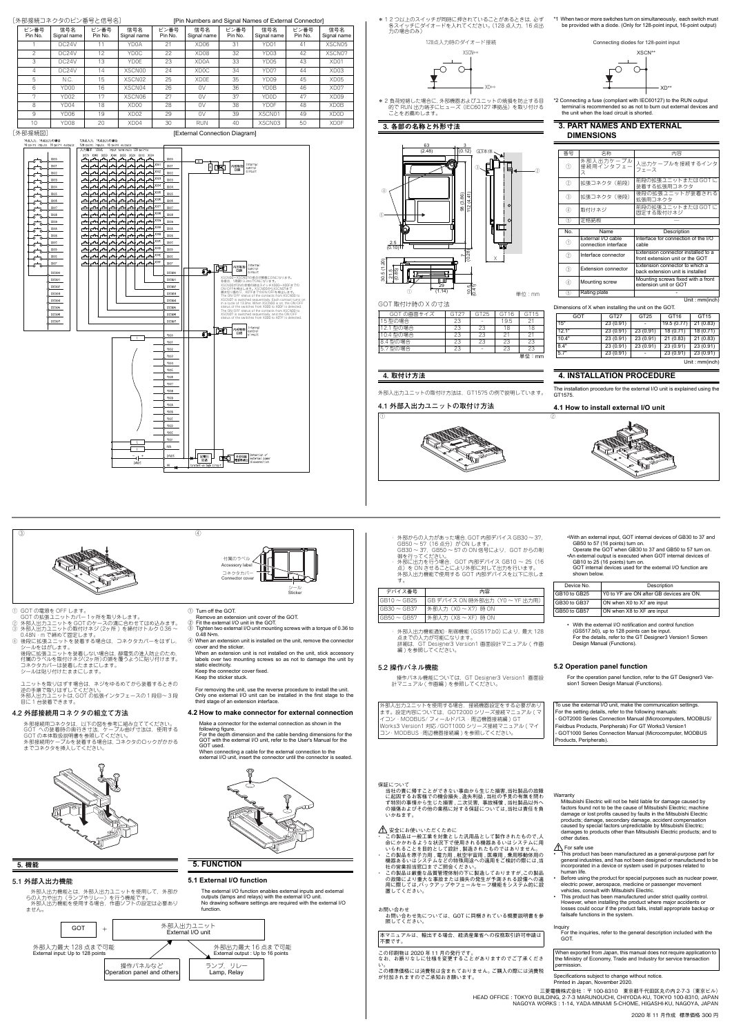［外部接続コネクタのピン番号と信号名］ [Pin Numbers and Signal Names of External Connector]

| ピン番号 Pin No. | 信号名 Signal name | ピン番号 Pin No. | 信号名 Signal name | ピン番号 Pin No. | 信号名 Signal name | ピン番号 Pin No. | 信号名 Signal name | ピン番号 Pin No. | 信号名 Signal name |
|---|---|---|---|---|---|---|---|---|---|
| 1 | DC24V | 11 | Y00A | 21 | XD06 | 31 | YD01 | 41 | XSCN05 |
| 2 | DC24V | 12 | Y00C | 22 | XD08 | 32 | YD03 | 42 | XSCN07 |
| 3 | DC24V | 13 | Y00E | 23 | XD0A | 33 | YD05 | 43 | XD01 |
| 4 | DC24V | 14 | XSCN00 | 24 | XD0C | 34 | YD07 | 44 | XD03 |
| 5 | N.C. | 15 | XSCN02 | 25 | XD0E | 35 | YD09 | 45 | XD05 |
| 6 | YD00 | 16 | XSCN04 | 26 | 0V | 36 | Y00B | 46 | XD07 |
| 7 | YD02 | 17 | XSCN06 | 27 | 0V | 37 | Y00D | 47 | XD09 |
| 8 | YD04 | 18 | XD00 | 28 | 0V | 38 | Y00F | 48 | XD0B |
| 9 | YD06 | 19 | XD02 | 29 | 0V | 39 | XSCN01 | 49 | XD0D |
| 10 | YD08 | 20 | XD04 | 30 | RUN | 40 | XSCN03 | 50 | XD0F |

［外部接続図］ [External Connection Diagram]

16点入力、16点出力の場合 16-point inputs, 16-point outputs
128点入力、16点出力の場合 128-point inputs, 16-point outputs
入力番号 Input terminals 128-points
内部回路 Internal control circuit
XSCN00～XSCN07の場合の順番にONになります。各信号 1周期(13.3ms)でONになります。XSCN00がONの場合スイッチXD00～XD0Fまでの ON/OFFを検出します。XSCN01がONの場合は XD00～XD0Fで…
The XSCN00 to XSCN07 are switched sequentially. Each contact turns on in a cycle of 13.3ms. When XSCN00 is on, the ON/OFF status of the switches from XD00 to XD0F is detected. The ON/OFF status of the contacts from XSCN00 to XSCN07 is switched sequentially, and the ON/OFF status of the switches from XD00 to XD0F is detected.
外部電源断検出 Detection of external power disconnection
定電圧回路 Constant-voltage circuit
24VDC

※1 2つ以上のスイッチが同時に押されていることがあるときは、必ず各スイッチにダイオードを入れてください。(128点入力、16点出力の場合のみ)

*1 When two or more switches turn on simultaneously, each switch must be provided with a diode. (Only for 128-point input, 16-point output)

128点入力時のダイオード接続 Connecting diodes for 128-point input

XSCN** XD**

※2 負荷短絡した場合に、外部機器およびユニットの焼損を防止する目的でRUN出力端子にヒューズ（IEC60127準拠品）を取り付けることをお薦めします。

*2 Connecting a fuse (compliant with IEC60127) to the RUN output terminal is recommended so as not to burn out external devices and the unit when the load circuit is shorted.

## 3. 各部の名称と外形寸法

## 3. PART NAMES AND EXTERNAL DIMENSIONS

63 (2.48) 3 (0.12) GOT本体 98 (3.86) 112 (4.41) 2.5 (0.10) 7 (0.28) X 30.5 (1.20) 21.5 (0.85) 29 (1.14) 10.5 (0.41)

単位：mm

| 番号 | 名称 | 内容 |
|---|---|---|
| ① | 外部入出力ケーブル接続用インタフェース | 入出力ケーブルを接続するインタフェース |
| ② | 拡張コネクタ（前段） | 前段の拡張ユニットまたはGOTに装着する拡張用コネクタ |
| ③ | 拡張コネクタ（後段） | 後段の拡張ユニットが装着される拡張用コネクタ |
| ④ | 取付けネジ | 前段の拡張ユニットまたはGOTに固定する取付けネジ |
| ⑤ | 定格銘板 | - |

| No. | Name | Description |
|---|---|---|
| ① | External I/O cable connection interface | Interface for connection of the I/O cable |
| ② | Interface connector | Extension connector installed to a front extension unit or the GOT |
| ③ | Extension connector | Extension connector to which a back extension unit is installed |
| ④ | Mounting screw | Mounting screws fixed with a front extension unit or GOT |
| ⑤ | Rating plate | - |

Unit : mm(inch)

GOT 取付け時のXの寸法

| GOTの画面サイズ | GT27 | GT25 | GT16 | GT15 |
|---|---|---|---|---|
| 15型の場合 | 23 | - | 19.5 | 21 |
| 12.1型の場合 | 23 | 23 | 18 | 18 |
| 10.4型の場合 | 23 | 23 | 21 | 21 |
| 8.4型の場合 | 23 | 23 | 23 | 23 |
| 5.7型の場合 | 23 | - | 23 | 23 |

単位：mm

Dimensions of X when installing the unit on the GOT.

| GOT | GT27 | GT25 | GT16 | GT15 |
|---|---|---|---|---|
| 15" | 23 (0.91) | - | 19.5 (0.77) | 21 (0.83) |
| 12.1" | 23 (0.91) | 23 (0.91) | 18 (0.71) | 18 (0.71) |
| 10.4" | 23 (0.91) | 23 (0.91) | 21 (0.83) | 21 (0.83) |
| 8.4" | 23 (0.91) | 23 (0.91) | 23 (0.91) | 23 (0.91) |
| 5.7" | 23 (0.91) | - | 23 (0.91) | 23 (0.91) |

Unit : mm(inch)

## 4. 取付け方法

外部入出力ユニットの取付け方法は、GT1575の例で説明しています。

### 4.1 外部入出力ユニットの取付け方法

## 4. INSTALLATION PROCEDURE

The installation procedure for the external I/O unit is explained using the GT1575.

### 4.1 How to install external I/O unit

① ② ③ ④

付属のラベル Accessory label
コネクタカバー Connector cover
シール Sticker

① GOTの電源をOFFします。
GOTの拡張ユニットカバー1ヶ所を取り外します。
② 外部入出力ユニットをGOTのケースの溝に合わせてはめ込みます。
③ 外部入出力ユニットの取付けネジ（2ヶ所）を締付けトルク0.36～0.48N・mで締めて固定します。
④ 後段に拡張ユニットを装着する場合は、コネクタカバーをはずし、シールをはがします。
後段に拡張ユニットを装着しない場合は、静電気の進入防止のため、付属のラベルを取付けネジ（2ヶ所）の頭を覆うように貼り付けます。
コネクタカバーは装着したままにします。
シールは貼り付けたままにします。

ユニットを取りはずす場合は、ネジをゆるめてから装着するときの逆の手順で取りはずしてください。
外部入出力ユニットは、GOTの拡張インタフェースの1段目～3段目に1台装着できます。

① Turn off the GOT.
Remove an extension unit cover of the GOT.
② Fit the external I/O unit in the GOT.
③ Tighten two external I/O unit mounting screws with a torque of 0.36 to 0.48 N•m.
④ When an extension unit is installed on the unit, remove the connector cover and the sticker.
When an extension unit is not installed on the unit, stick accessory labels over two mounting screws so as not to damage the unit by static electricity.
Keep the connector cover fixed.
Keep the sticker stuck.

For removing the unit, use the reverse procedure to install the unit.
Only one external I/O unit can be installed in the first stage to the third stage of an extension interface.

### 4.2 外部接続用コネクタの組立て方法

外部接続用コネクタは、以下の図を参考に組み立ててください。
GOTへの装着時の奥行き寸法、ケーブル曲げ寸法は、使用するGOTの本体取扱説明書を参照してください。
外部接続用ケーブルを装着する場合は、コネクタのロックがかかるまでコネクタを挿入してください。

### 4.2 How to make connector for external connection

Make a connector for the external connection as shown in the following figure.
For the depth dimension and the cable bending dimensions for the GOT with the external I/O unit, refer to the User's Manual for the GOT used.
When connecting a cable for the external connection to the external I/O unit, insert the connector until the connector is seated.

## 5. 機能

### 5.1 外部入出力機能

外部入出力機能とは、外部入出力ユニットを使用して、外部からの入力や出力（ランプやリレー）を行う機能です。
外部入出力機能を使用する場合、作画ソフトの設定は必要ありません。

## 5. FUNCTION

### 5.1 External I/O function

The external I/O function enables external inputs and external outputs (lamps and relays) with the external I/O unit.
No drawing software settings are required with the external I/O function.

GOT ＋ 外部入出力ユニット External I/O unit
外部入力最大128点まで可能 External input: Up to 128 points
外部出力最大16点まで可能 External output : Up to 16 points
操作パネルなど Operation panel and others
ランプ、リレー Lamp, Relay

・外部からの入力があった場合、GOT内部デバイスGB30～37、GB50～57（16点分）がONします。
GB30～37、GB50～57のON信号により、GOTからの制御を行ってください。
・外部に出力を行う場合、GOT内部デバイスGB10～25（16点）をONさせることにより外部に対して出力を行います。
外部入出力機能で使用するGOT内部デバイスを以下に示します。

| デバイス番号 | 内容 |
|---|---|
| GB10～GB25 | GBデバイスON時外部出力（Y0～YF出力用） |
| GB30～GB37 | 外部入力（X0～X7）時ON |
| GB50～GB57 | 外部入力（X8～XF）時ON |

・外部入出力機能通知・制御機能（GS517.b0）により、最大128点までの入力が可能になります。
詳細は、GT Designer3 Version1画面設計マニュアル（作画編）を参照してください。

•With an external input, GOT internal devices of GB30 to 37 and GB50 to 57 (16 points) turn on.
Operate the GOT when GB30 to 37 and GB50 to 57 turn on.
•An external output is executed when GOT internal devices of GB10 to 25 (16 points) turn on.
GOT internal devices used for the external I/O function are shown below.

| Device No. | Description |
|---|---|
| GB10 to GB25 | Y0 to YF are ON after GB devices are ON. |
| GB30 to GB37 | ON when X0 to X7 are input |
| GB50 to GB57 | ON when X8 to XF are input |

• With the external I/O notification and control function (GS17.b0), up to 128 points can be input.
For the details, refer to the GT Designer3 Version1 Screen Design Manual (Functions).

### 5.2 操作パネル機能

操作パネル機能については、GT Designer3 Version1画面設計マニュアル（作画編）を参照してください。

### 5.2 Operation panel function

For the operation panel function, refer to the GT Designer3 Version1 Screen Design Manual (Functions).

外部入出力ユニットを使用する場合、接続機器設定をする必要があります。設定内容については、GOT2000シリーズ接続マニュアル（マイコン・MODBUS/フィールドバス・周辺機器接続編）GT Works3 Version1対応/GOT1000シリーズ接続マニュアル（マイコン・MODBUS・周辺機器接続編）を参照してください。

To use the external I/O unit, make the communication settings.
For the setting details, refer to the following manuals:
- GOT2000 Series Connection Manual (Microcomputers, MODBUS/Fieldbus Products, Peripherals) For GT Works3 Version1
- GOT1000 Series Connection Manual (Microcomputer, MODBUS Products, Peripherals).

保証について
当社の責に帰すことができない事由から生じた損害、当社製品の故障に起因するお客様での機会損失、逸失利益、当社の予見の有無を問わず特別の事情から生じた損害、二次損害、事故補償、当社製品以外への損傷およびその他の業務に対する保証については、当社は責任を負いかねます。

安全にお使いいただくために
・この製品は一般工業を対象とした汎用品として製作されたもので、人命にかかわるような状況下で使用される機器あるいはシステムに用いられることを目的として設計、製造されたものではありません。
・この製品を原子力用、電力用、航空宇宙用、医療用、乗用移動体用の機器あるいはシステムなどの特殊用途への適用をご検討の際には、当社の営業担当窓口までご照会ください。
・この製品は厳重な品質管理体制の下に製造しておりますが、この製品の故障により重大な事故または損失の発生が予測される設備への適用に際しては、バックアップやフェールセーフ機能をシステム的に設置してください。

お問い合わせ
お問い合わせ先については、GOTに同梱されている概要説明書を参照してください。

本マニュアルは、輸出する場合、経済産業省への役務取引許可申請は不要です。

この印刷物は2020年11月の発行です。
なお、お断りなしに仕様を変更することがありますのでご了承ください。
この標準価格には消費税は含まれておりません。ご購入の際には消費税が付加されますのでご承知おき願います。

Warranty
Mitsubishi Electric will not be held liable for damage caused by factors found not to be the cause of Mitsubishi Electric; machine damage or lost profits caused by faults in the Mitsubishi Electric products; damage, secondary damage, accident compensation caused by special factors unpredictable by Mitsubishi Electric; damages to products other than Mitsubishi Electric products; and to other duties.

For safe use
• This product has been manufactured as a general-purpose part for general industries, and has not been designed or manufactured to be incorporated in a device or system used in purposes related to human life.
• Before using the product for special purposes such as nuclear power, electric power, aerospace, medicine or passenger movement vehicles, consult with Mitsubishi Electric.
• This product has been manufactured under strict quality control. However, when installing the product where major accidents or losses could occur if the product fails, install appropriate backup or failsafe functions in the system.

Inquiry
For the inquiries, refer to the general description included with the GOT.

When exported from Japan, this manual does not require application to the Ministry of Economy, Trade and Industry for service transaction permission.

Specifications subject to change without notice.
Printed in Japan, November 2020.

三菱電機株式会社：〒100-8310 東京都千代田区丸の内2-7-3（東京ビル）
HEAD OFFICE : TOKYO BUILDING, 2-7-3 MARUNOUCHI, CHIYODA-KU, TOKYO 100-8310, JAPAN
NAGOYA WORKS : 1-14, YADA-MINAMI 5-CHOME, HIGASHI-KU, NAGOYA, JAPAN

2020年11月作成 標準価格300円